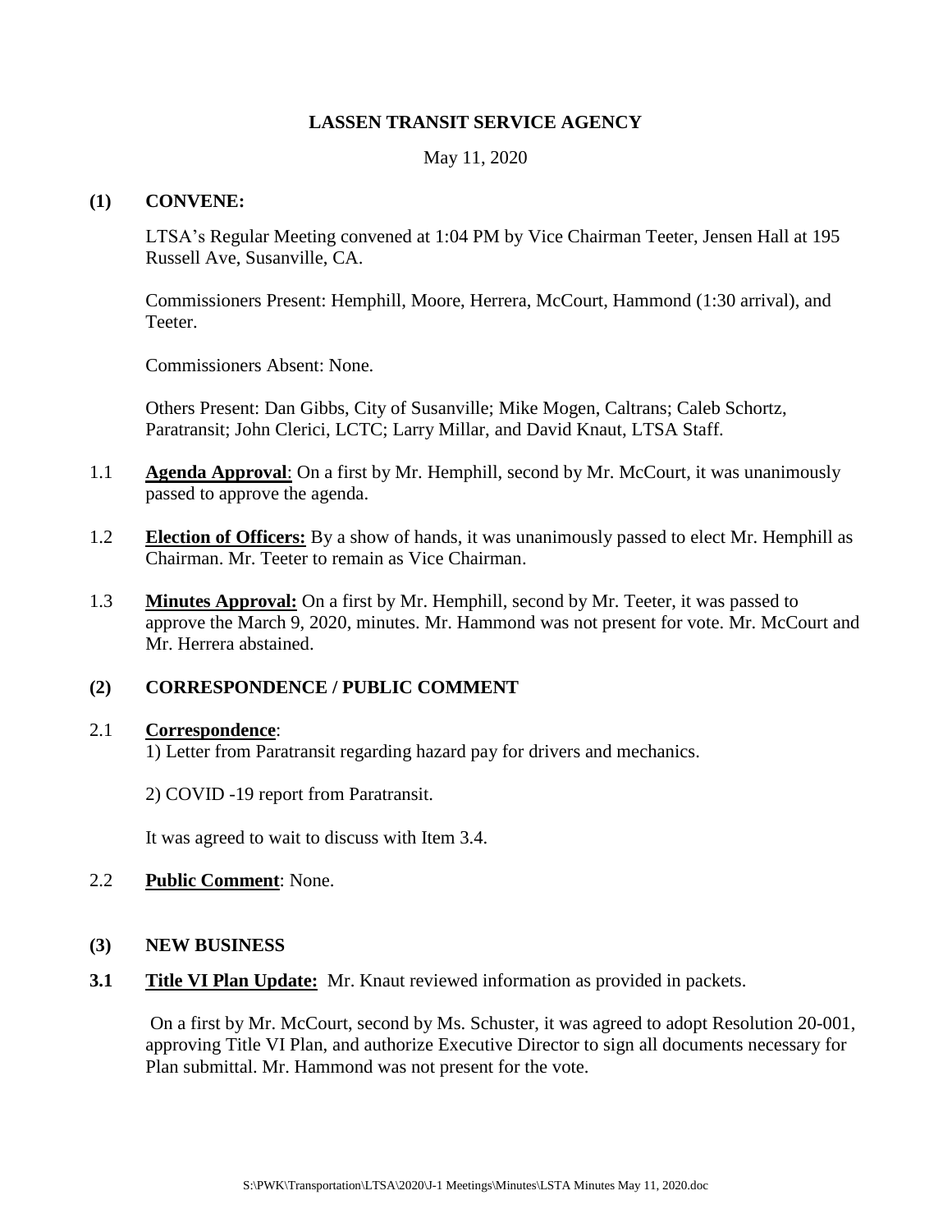**LASSEN TRANSIT SERVICE AGENCY**

May 11, 2020

**(1) CONVENE:**

LTSA's Regular Meeting convened at 1:04 PM by Vice Chairman Teeter, Jensen Hall at 195 Russell Ave, Susanville, CA.

Commissioners Present: Hemphill, Moore, Herrera, McCourt, Hammond (1:30 arrival), and Teeter.

Commissioners Absent: None.

Others Present: Dan Gibbs, City of Susanville; Mike Mogen, Caltrans; Caleb Schortz, Paratransit; John Clerici, LCTC; Larry Millar, and David Knaut, LTSA Staff.

1.1 **Agenda Approval**: On a first by Mr. Hemphill, second by Mr. McCourt, it was unanimously passed to approve the agenda.

1.2 **Election of Officers:** By a show of hands, it was unanimously passed to elect Mr. Hemphill as Chairman. Mr. Teeter to remain as Vice Chairman.

1.3 **Minutes Approval:** On a first by Mr. Hemphill, second by Mr. Teeter, it was passed to approve the March 9, 2020, minutes. Mr. Hammond was not present for vote. Mr. McCourt and Mr. Herrera abstained.

**(2) CORRESPONDENCE / PUBLIC COMMENT**

2.1 **Correspondence**:

1) Letter from Paratransit regarding hazard pay for drivers and mechanics.

2) COVID -19 report from Paratransit.

It was agreed to wait to discuss with Item 3.4.

2.2 **Public Comment**: None.

**(3) NEW BUSINESS**

**3.1 Title VI Plan Update:** Mr. Knaut reviewed information as provided in packets.

On a first by Mr. McCourt, second by Ms. Schuster, it was agreed to adopt Resolution 20-001, approving Title VI Plan, and authorize Executive Director to sign all documents necessary for Plan submittal. Mr. Hammond was not present for the vote.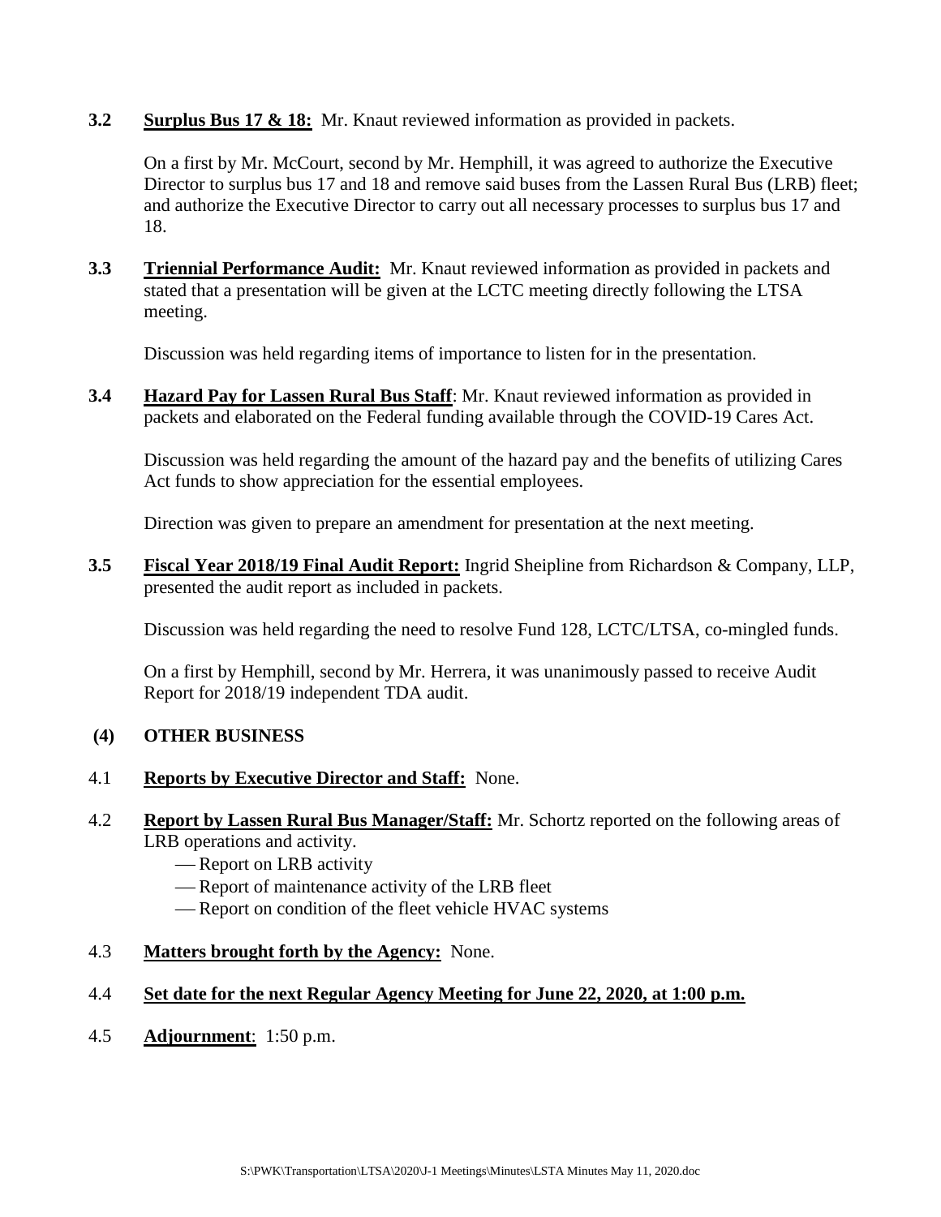**3.2** **Surplus Bus 17 & 18:** Mr. Knaut reviewed information as provided in packets.

On a first by Mr. McCourt, second by Mr. Hemphill, it was agreed to authorize the Executive Director to surplus bus 17 and 18 and remove said buses from the Lassen Rural Bus (LRB) fleet; and authorize the Executive Director to carry out all necessary processes to surplus bus 17 and 18.

**3.3** **Triennial Performance Audit:** Mr. Knaut reviewed information as provided in packets and stated that a presentation will be given at the LCTC meeting directly following the LTSA meeting.

Discussion was held regarding items of importance to listen for in the presentation.

**3.4** **Hazard Pay for Lassen Rural Bus Staff**: Mr. Knaut reviewed information as provided in packets and elaborated on the Federal funding available through the COVID-19 Cares Act.

Discussion was held regarding the amount of the hazard pay and the benefits of utilizing Cares Act funds to show appreciation for the essential employees.

Direction was given to prepare an amendment for presentation at the next meeting.

**3.5** **Fiscal Year 2018/19 Final Audit Report:** Ingrid Sheipline from Richardson & Company, LLP, presented the audit report as included in packets.

Discussion was held regarding the need to resolve Fund 128, LCTC/LTSA, co-mingled funds.

On a first by Hemphill, second by Mr. Herrera, it was unanimously passed to receive Audit Report for 2018/19 independent TDA audit.

**(4) OTHER BUSINESS**

4.1 **Reports by Executive Director and Staff:** None.

4.2 **Report by Lassen Rural Bus Manager/Staff:** Mr. Schortz reported on the following areas of LRB operations and activity.

- Report on LRB activity
- Report of maintenance activity of the LRB fleet
- Report on condition of the fleet vehicle HVAC systems

4.3 **Matters brought forth by the Agency:** None.

4.4 **Set date for the next Regular Agency Meeting for June 22, 2020, at 1:00 p.m.**

4.5 **Adjournment**: 1:50 p.m.

S:\PWK\Transportation\LTSA\2020\J-1 Meetings\Minutes\LSTA Minutes May 11, 2020.doc